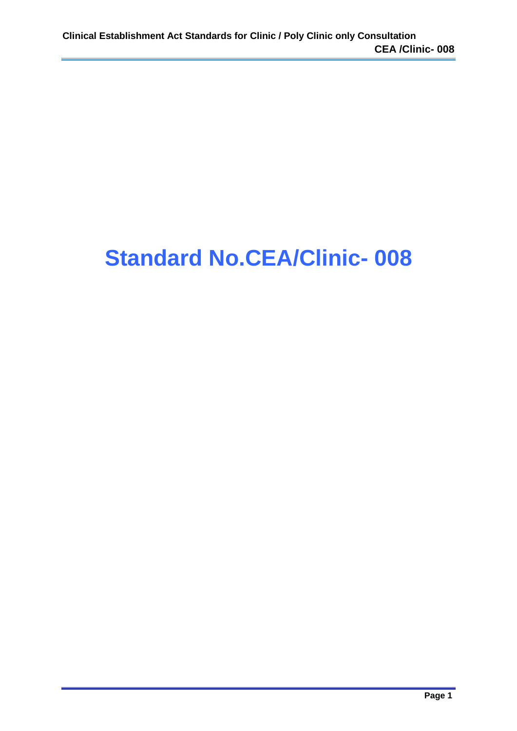# Standard No.CEA/Clinic- 008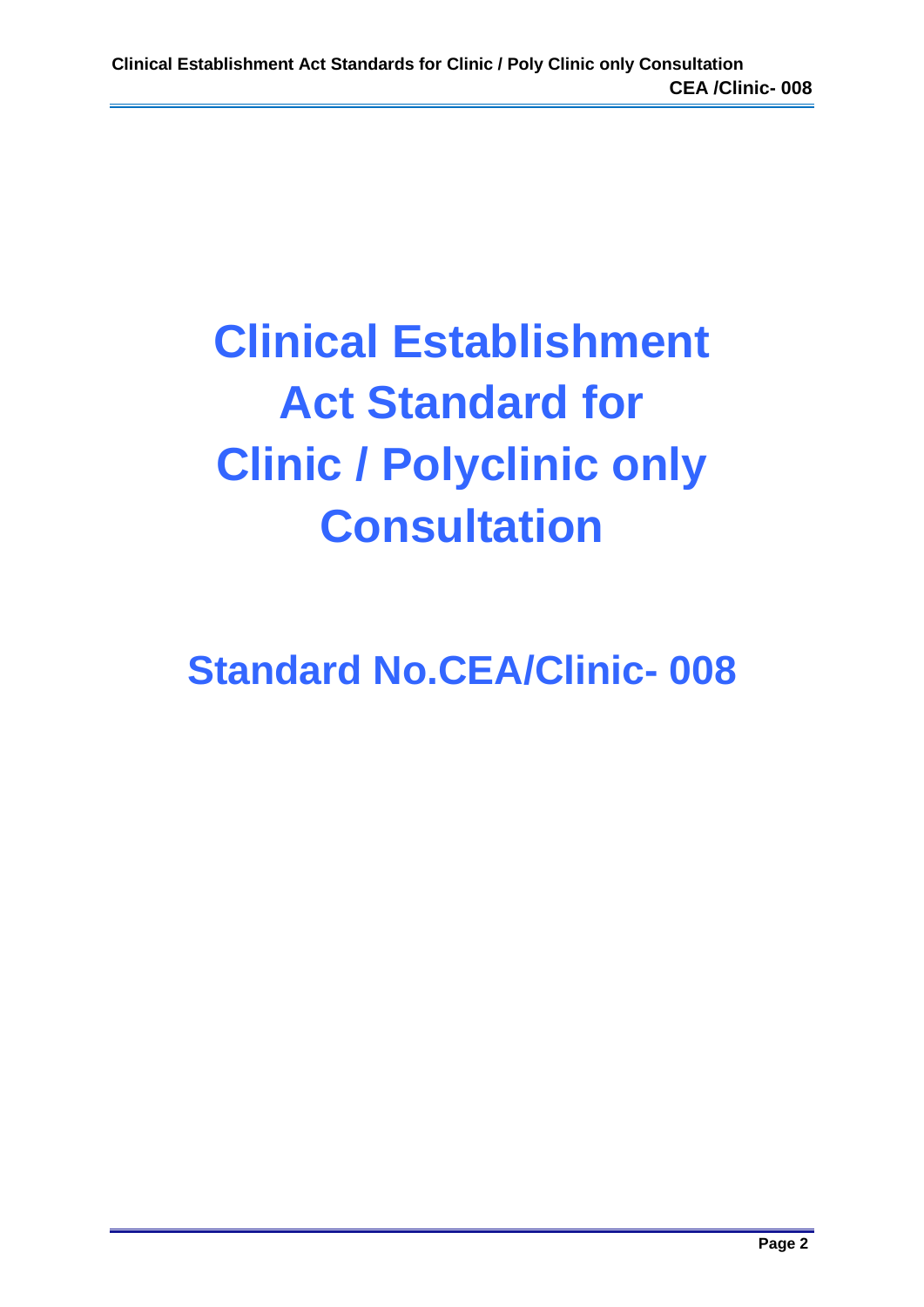# Clinical Establishment Act Standard for Clinic / Polyclinic only Consultation

## Standard No.CEA/Clinic- 008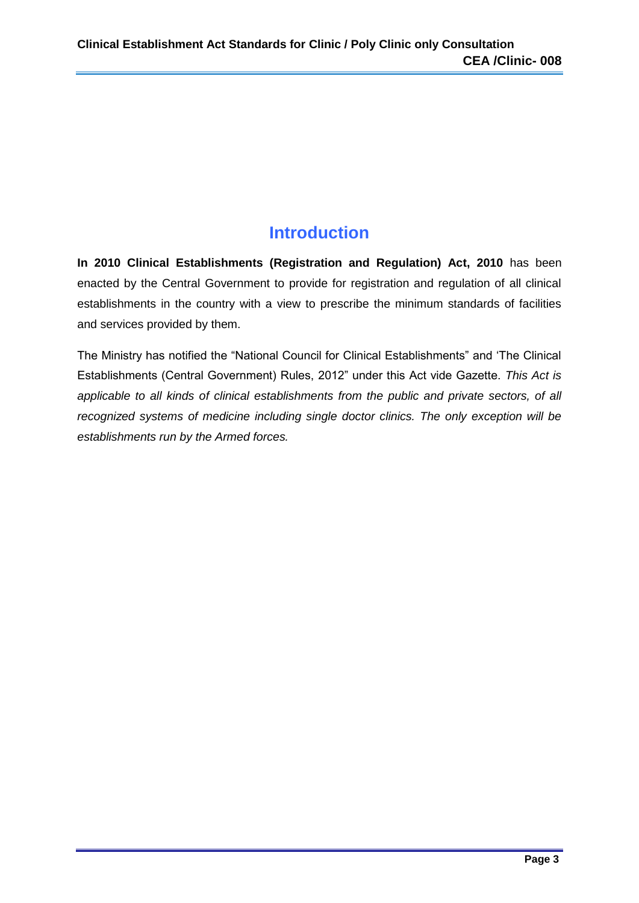# Introduction

**In 2010 Clinical Establishments (Registration and Regulation) Act, 2010** has been enacted by the Central Government to provide for registration and regulation of all clinical establishments in the country with a view to prescribe the minimum standards of facilities and services provided by them.

The Ministry has notified the "National Council for Clinical Establishments" and 'The Clinical Establishments (Central Government) Rules, 2012" under this Act vide Gazette. *This Act is applicable to all kinds of clinical establishments from the public and private sectors, of all recognized systems of medicine including single doctor clinics. The only exception will be establishments run by the Armed forces.*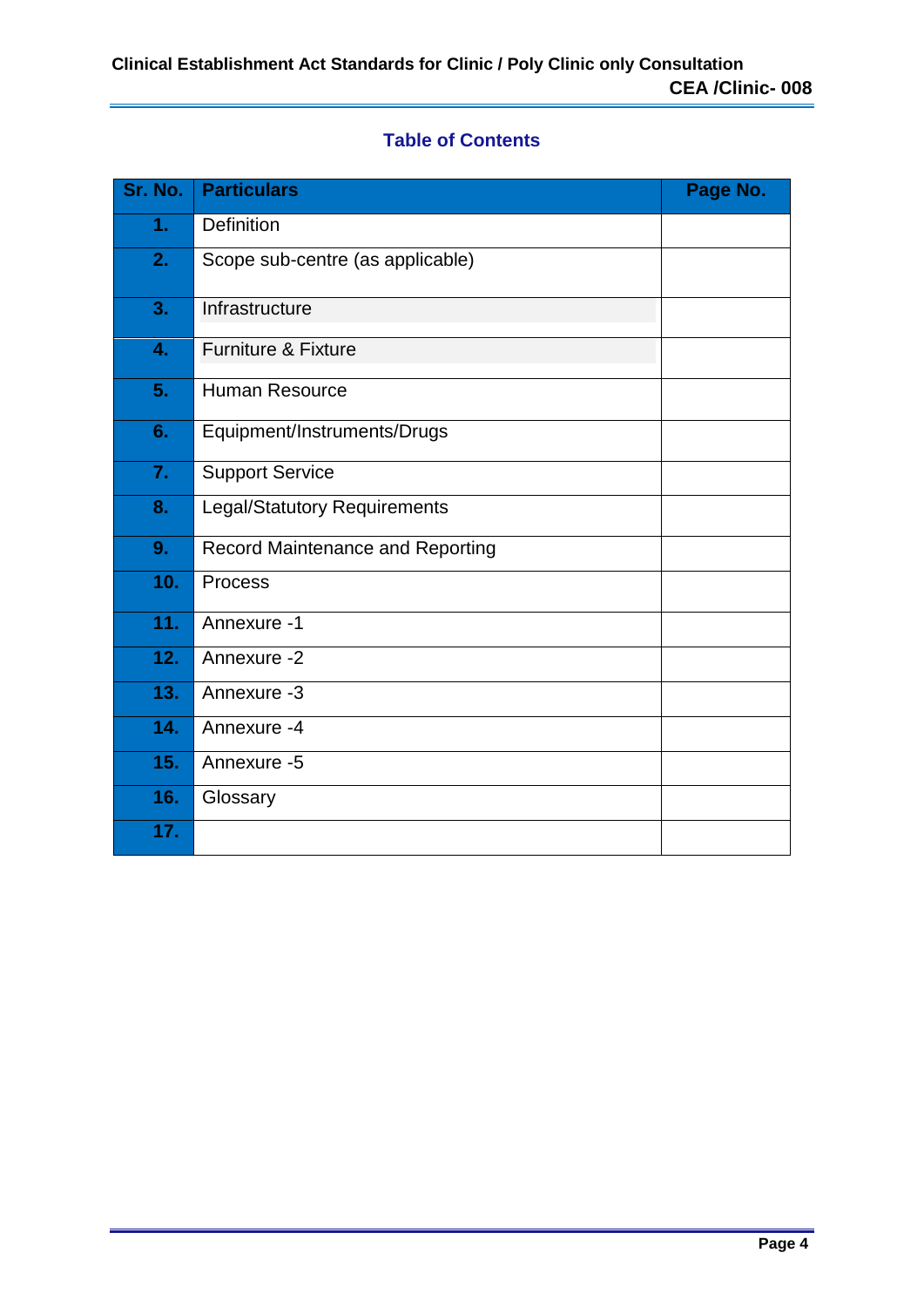## Table of Contents

| Sr. No. | Particulars | Page No. |
|---|---|---|
| 1. | Definition | |
| 2. | Scope sub-centre (as applicable) | |
| 3. | Infrastructure | |
| 4. | Furniture & Fixture | |
| 5. | Human Resource | |
| 6. | Equipment/Instruments/Drugs | |
| 7. | Support Service | |
| 8. | Legal/Statutory Requirements | |
| 9. | Record Maintenance and Reporting | |
| 10. | Process | |
| 11. | Annexure -1 | |
| 12. | Annexure -2 | |
| 13. | Annexure -3 | |
| 14. | Annexure -4 | |
| 15. | Annexure -5 | |
| 16. | Glossary | |
| 17. | | |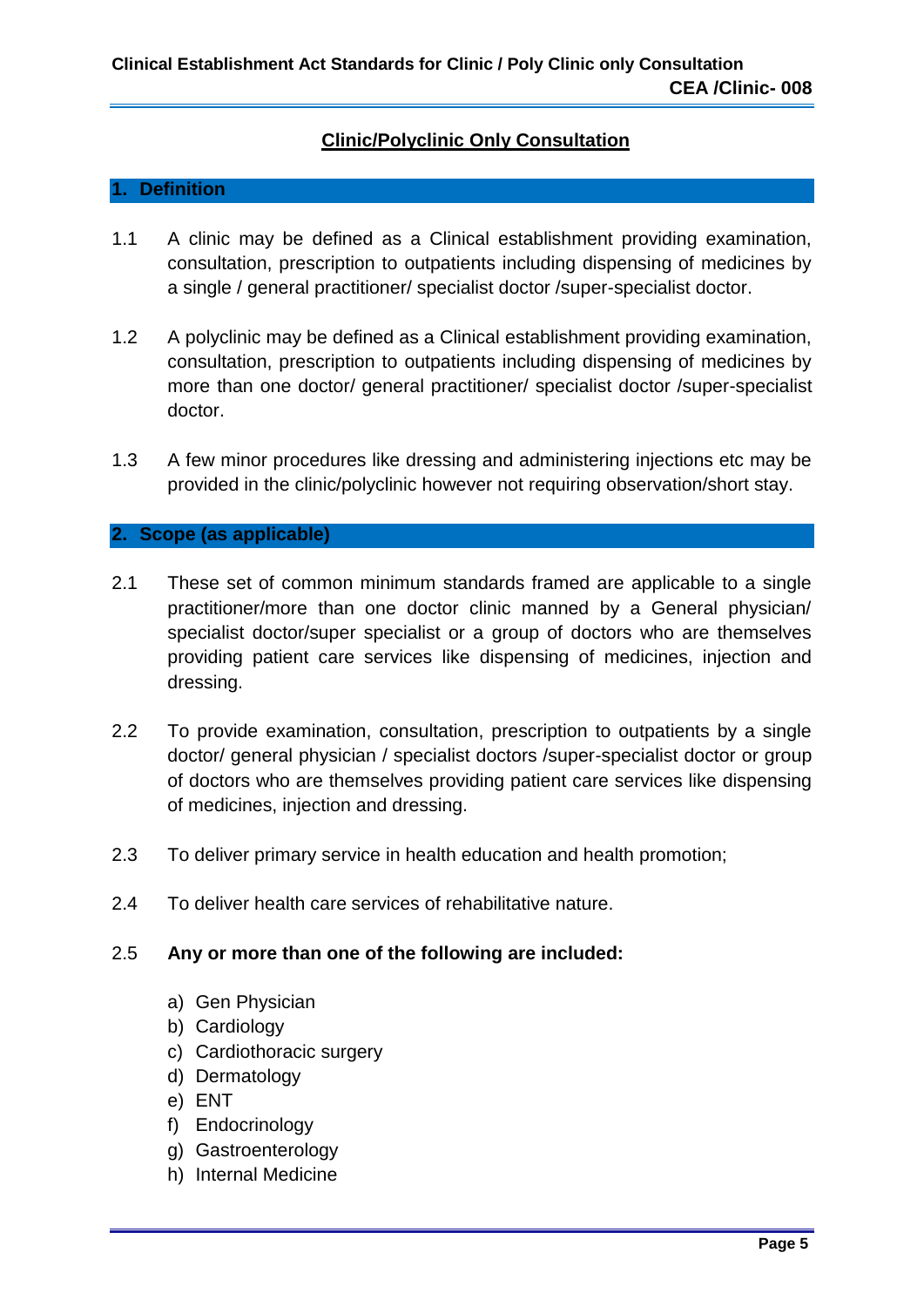## Clinic/Polyclinic Only Consultation

### 1. Definition

1.1 A clinic may be defined as a Clinical establishment providing examination, consultation, prescription to outpatients including dispensing of medicines by a single / general practitioner/ specialist doctor /super-specialist doctor.

1.2 A polyclinic may be defined as a Clinical establishment providing examination, consultation, prescription to outpatients including dispensing of medicines by more than one doctor/ general practitioner/ specialist doctor /super-specialist doctor.

1.3 A few minor procedures like dressing and administering injections etc may be provided in the clinic/polyclinic however not requiring observation/short stay.

### 2. Scope (as applicable)

2.1 These set of common minimum standards framed are applicable to a single practitioner/more than one doctor clinic manned by a General physician/ specialist doctor/super specialist or a group of doctors who are themselves providing patient care services like dispensing of medicines, injection and dressing.

2.2 To provide examination, consultation, prescription to outpatients by a single doctor/ general physician / specialist doctors /super-specialist doctor or group of doctors who are themselves providing patient care services like dispensing of medicines, injection and dressing.

2.3 To deliver primary service in health education and health promotion;

2.4 To deliver health care services of rehabilitative nature.

2.5 **Any or more than one of the following are included:**

a) Gen Physician
b) Cardiology
c) Cardiothoracic surgery
d) Dermatology
e) ENT
f) Endocrinology
g) Gastroenterology
h) Internal Medicine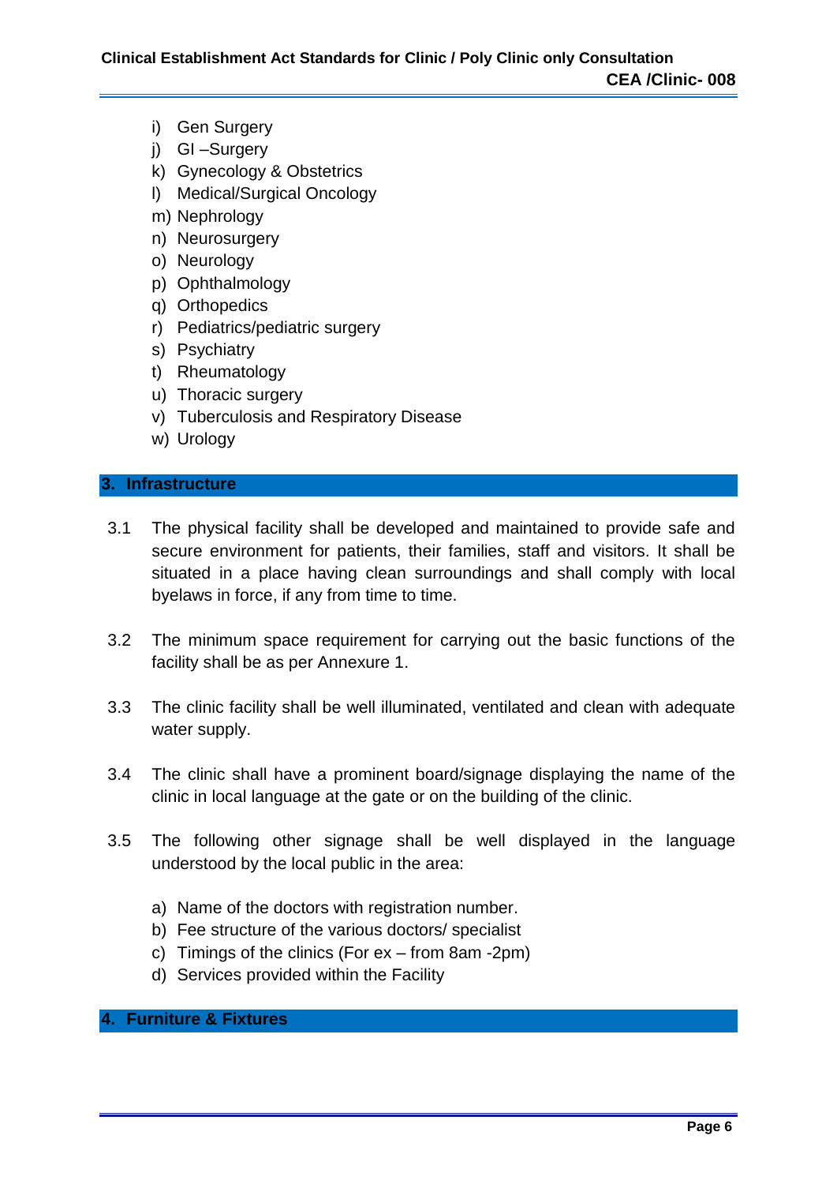i) Gen Surgery
j) GI –Surgery
k) Gynecology & Obstetrics
l) Medical/Surgical Oncology
m) Nephrology
n) Neurosurgery
o) Neurology
p) Ophthalmology
q) Orthopedics
r) Pediatrics/pediatric surgery
s) Psychiatry
t) Rheumatology
u) Thoracic surgery
v) Tuberculosis and Respiratory Disease
w) Urology

## 3. Infrastructure

3.1 The physical facility shall be developed and maintained to provide safe and secure environment for patients, their families, staff and visitors. It shall be situated in a place having clean surroundings and shall comply with local byelaws in force, if any from time to time.

3.2 The minimum space requirement for carrying out the basic functions of the facility shall be as per Annexure 1.

3.3 The clinic facility shall be well illuminated, ventilated and clean with adequate water supply.

3.4 The clinic shall have a prominent board/signage displaying the name of the clinic in local language at the gate or on the building of the clinic.

3.5 The following other signage shall be well displayed in the language understood by the local public in the area:

a) Name of the doctors with registration number.
b) Fee structure of the various doctors/ specialist
c) Timings of the clinics (For ex – from 8am -2pm)
d) Services provided within the Facility

## 4. Furniture & Fixtures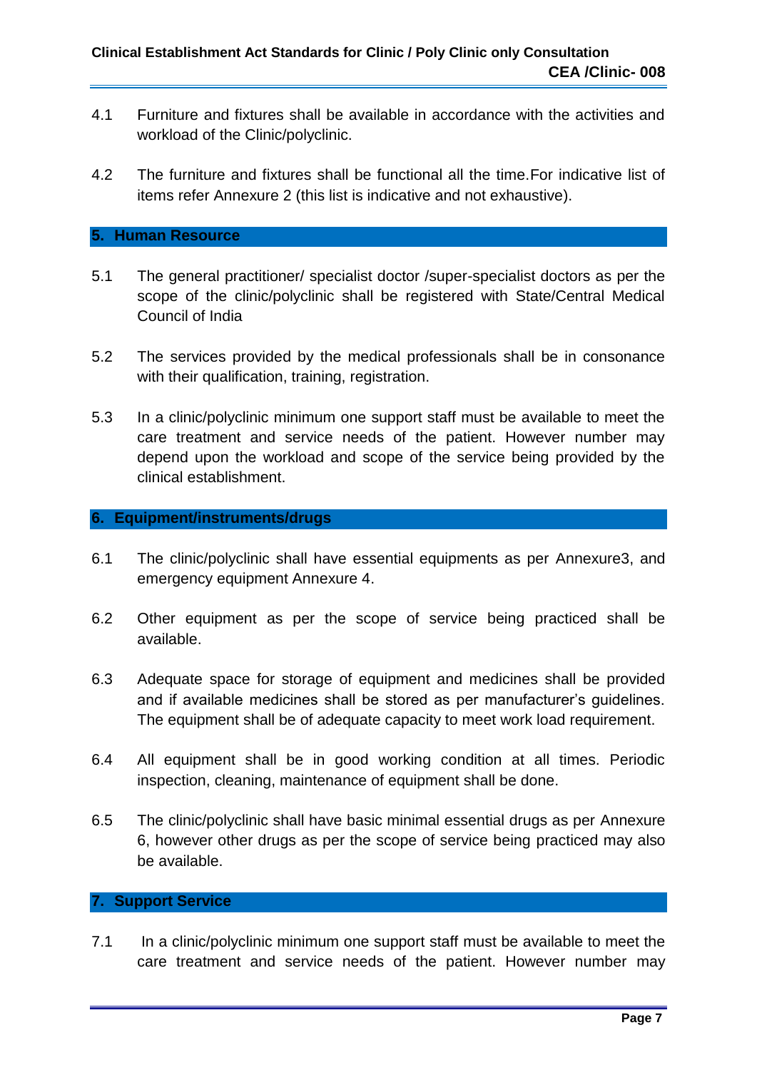4.1 Furniture and fixtures shall be available in accordance with the activities and workload of the Clinic/polyclinic.

4.2 The furniture and fixtures shall be functional all the time.For indicative list of items refer Annexure 2 (this list is indicative and not exhaustive).

## 5. Human Resource

5.1 The general practitioner/ specialist doctor /super-specialist doctors as per the scope of the clinic/polyclinic shall be registered with State/Central Medical Council of India

5.2 The services provided by the medical professionals shall be in consonance with their qualification, training, registration.

5.3 In a clinic/polyclinic minimum one support staff must be available to meet the care treatment and service needs of the patient. However number may depend upon the workload and scope of the service being provided by the clinical establishment.

## 6. Equipment/instruments/drugs

6.1 The clinic/polyclinic shall have essential equipments as per Annexure3, and emergency equipment Annexure 4.

6.2 Other equipment as per the scope of service being practiced shall be available.

6.3 Adequate space for storage of equipment and medicines shall be provided and if available medicines shall be stored as per manufacturer's guidelines. The equipment shall be of adequate capacity to meet work load requirement.

6.4 All equipment shall be in good working condition at all times. Periodic inspection, cleaning, maintenance of equipment shall be done.

6.5 The clinic/polyclinic shall have basic minimal essential drugs as per Annexure 6, however other drugs as per the scope of service being practiced may also be available.

## 7. Support Service

7.1 In a clinic/polyclinic minimum one support staff must be available to meet the care treatment and service needs of the patient. However number may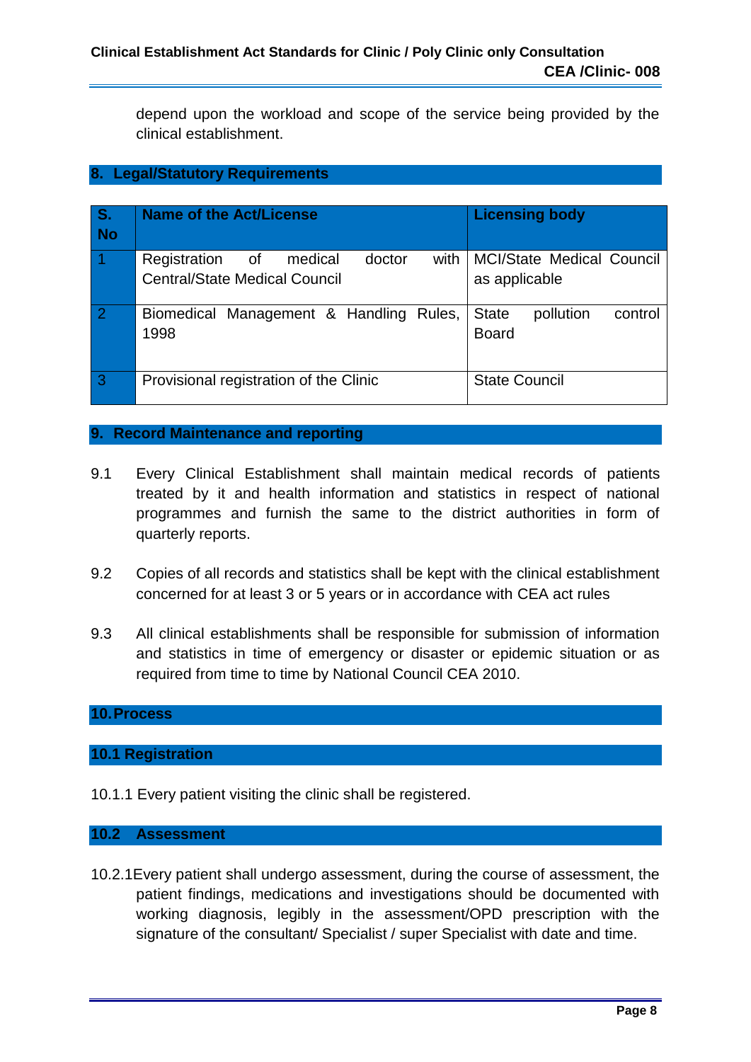depend upon the workload and scope of the service being provided by the clinical establishment.

## 8. Legal/Statutory Requirements

| S. No | Name of the Act/License | Licensing body |
|---|---|---|
| 1 | Registration of medical doctor with Central/State Medical Council | MCI/State Medical Council as applicable |
| 2 | Biomedical Management & Handling Rules, 1998 | State pollution control Board |
| 3 | Provisional registration of the Clinic | State Council |

## 9. Record Maintenance and reporting

9.1 Every Clinical Establishment shall maintain medical records of patients treated by it and health information and statistics in respect of national programmes and furnish the same to the district authorities in form of quarterly reports.

9.2 Copies of all records and statistics shall be kept with the clinical establishment concerned for at least 3 or 5 years or in accordance with CEA act rules

9.3 All clinical establishments shall be responsible for submission of information and statistics in time of emergency or disaster or epidemic situation or as required from time to time by National Council CEA 2010.

## 10. Process

### 10.1 Registration

10.1.1 Every patient visiting the clinic shall be registered.

### 10.2 Assessment

10.2.1 Every patient shall undergo assessment, during the course of assessment, the patient findings, medications and investigations should be documented with working diagnosis, legibly in the assessment/OPD prescription with the signature of the consultant/ Specialist / super Specialist with date and time.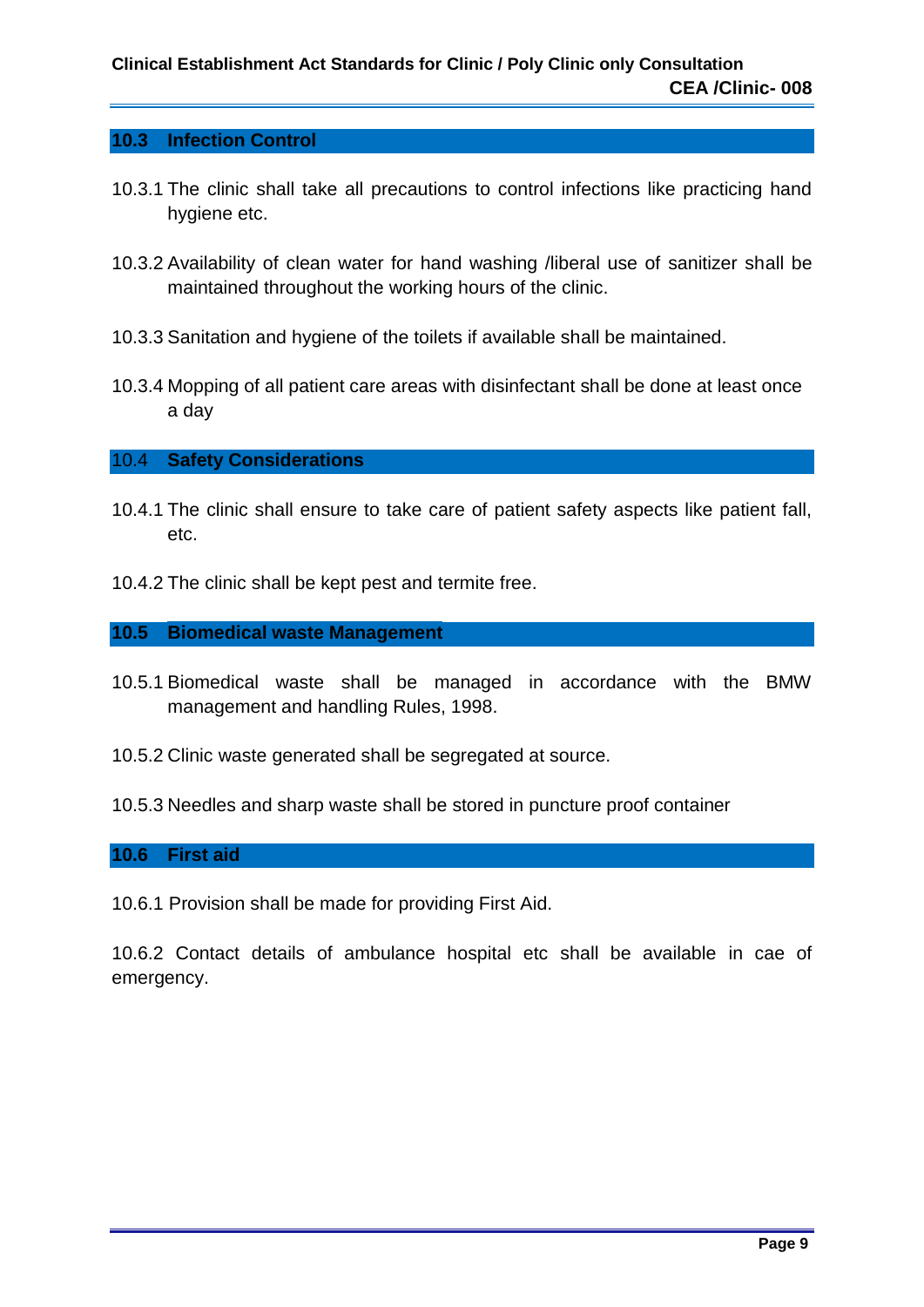## 10.3 Infection Control

10.3.1 The clinic shall take all precautions to control infections like practicing hand hygiene etc.

10.3.2 Availability of clean water for hand washing /liberal use of sanitizer shall be maintained throughout the working hours of the clinic.

10.3.3 Sanitation and hygiene of the toilets if available shall be maintained.

10.3.4 Mopping of all patient care areas with disinfectant shall be done at least once a day

## 10.4 Safety Considerations

10.4.1 The clinic shall ensure to take care of patient safety aspects like patient fall, etc.

10.4.2 The clinic shall be kept pest and termite free.

## 10.5 Biomedical waste Management

10.5.1 Biomedical waste shall be managed in accordance with the BMW management and handling Rules, 1998.

10.5.2 Clinic waste generated shall be segregated at source.

10.5.3 Needles and sharp waste shall be stored in puncture proof container

## 10.6 First aid

10.6.1 Provision shall be made for providing First Aid.

10.6.2 Contact details of ambulance hospital etc shall be available in cae of emergency.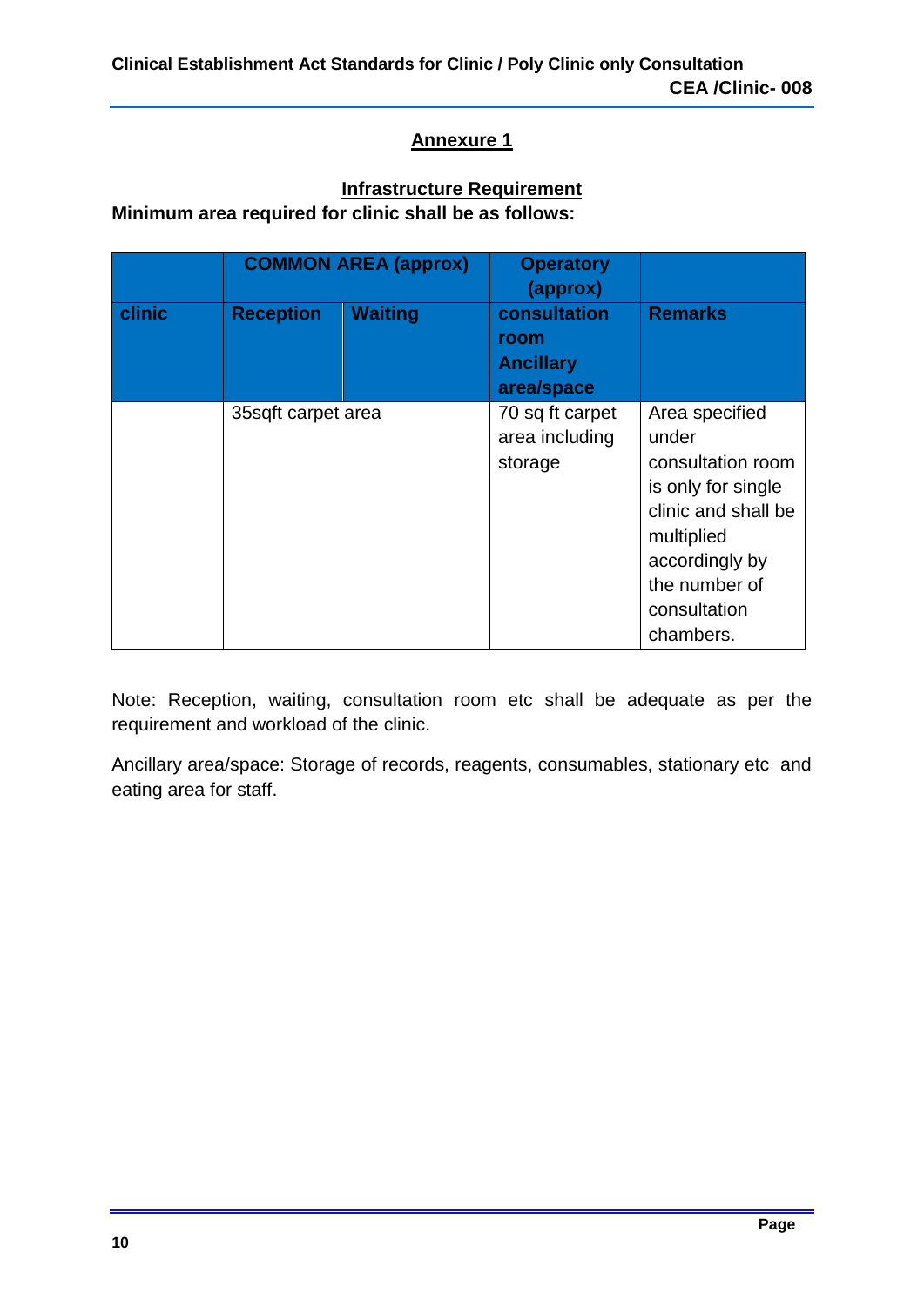## Annexure 1

### Infrastructure Requirement

**Minimum area required for clinic shall be as follows:**

| | COMMON AREA (approx) | | Operatory (approx) | |
|---|---|---|---|---|
| **clinic** | **Reception** | **Waiting** | **consultation room Ancillary area/space** | **Remarks** |
| | 35sqft carpet area | | 70 sq ft carpet area including storage | Area specified under consultation room is only for single clinic and shall be multiplied accordingly by the number of consultation chambers. |

Note: Reception, waiting, consultation room etc shall be adequate as per the requirement and workload of the clinic.

Ancillary area/space: Storage of records, reagents, consumables, stationary etc and eating area for staff.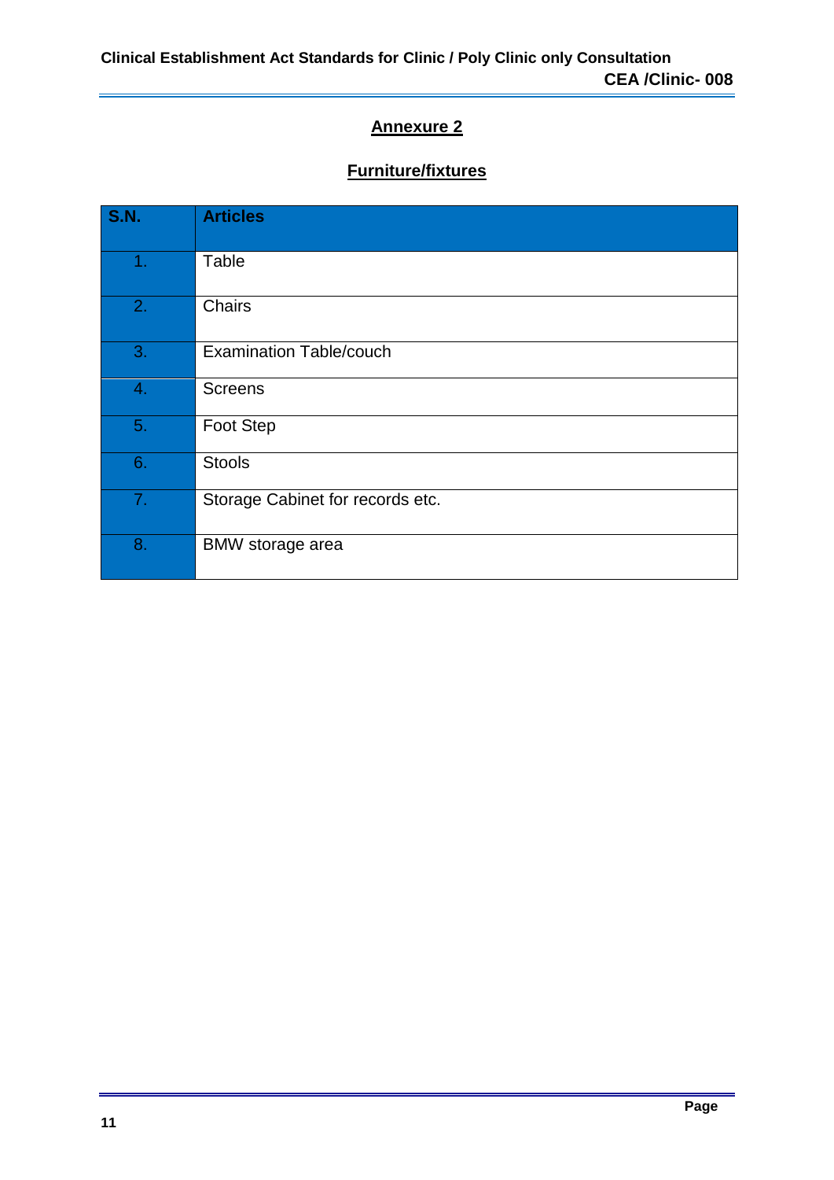## Annexure 2

### Furniture/fixtures

| S.N. | Articles |
|---|---|
| 1. | Table |
| 2. | Chairs |
| 3. | Examination Table/couch |
| 4. | Screens |
| 5. | Foot Step |
| 6. | Stools |
| 7. | Storage Cabinet for records etc. |
| 8. | BMW storage area |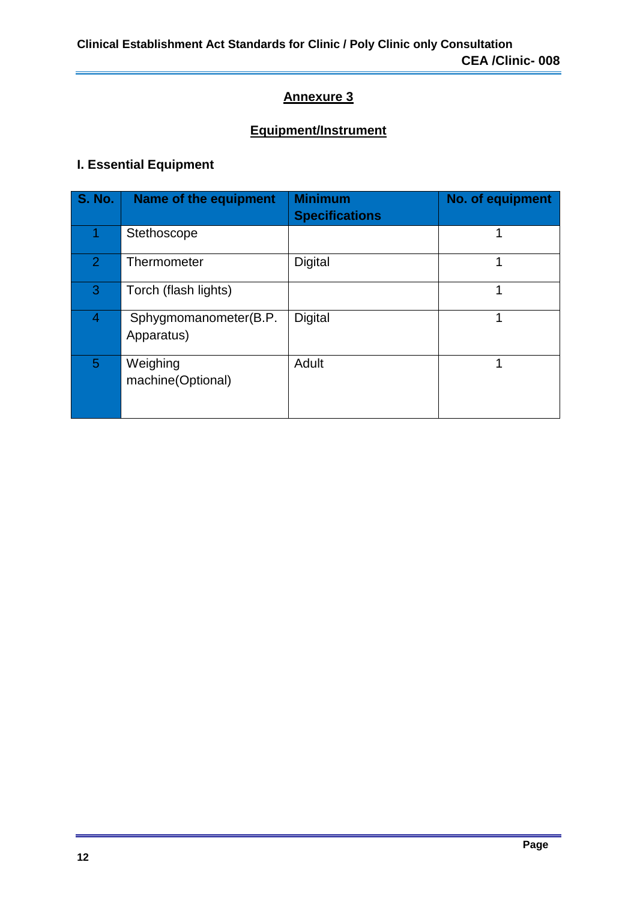# Annexure 3

## Equipment/Instrument

### I. Essential Equipment

| S. No. | Name of the equipment | Minimum Specifications | No. of equipment |
|---|---|---|---|
| 1 | Stethoscope | | 1 |
| 2 | Thermometer | Digital | 1 |
| 3 | Torch (flash lights) | | 1 |
| 4 | Sphygmomanometer(B.P. Apparatus) | Digital | 1 |
| 5 | Weighing machine(Optional) | Adult | 1 |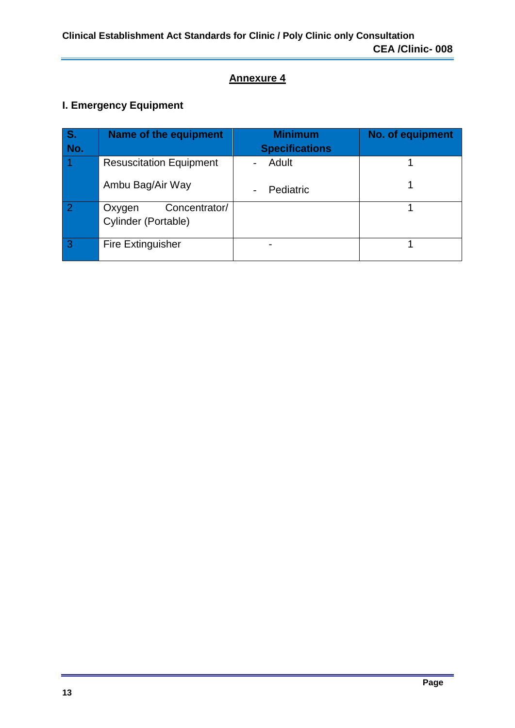## Annexure 4

### I. Emergency Equipment

| S. No. | Name of the equipment | Minimum Specifications | No. of equipment |
|---|---|---|---|
| 1 | Resuscitation Equipment<br>Ambu Bag/Air Way | - Adult<br>- Pediatric | 1<br>1 |
| 2 | Oxygen Concentrator/ Cylinder (Portable) | | 1 |
| 3 | Fire Extinguisher | - | 1 |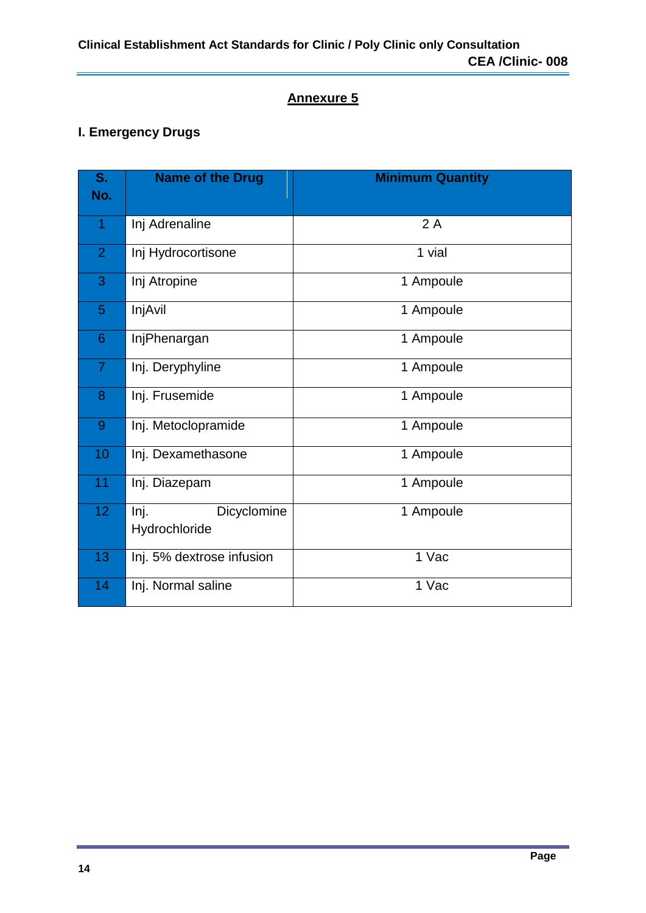## Annexure 5

### I. Emergency Drugs

| S. No. | Name of the Drug | Minimum Quantity |
|---|---|---|
| 1 | Inj Adrenaline | 2 A |
| 2 | Inj Hydrocortisone | 1 vial |
| 3 | Inj Atropine | 1 Ampoule |
| 5 | InjAvil | 1 Ampoule |
| 6 | InjPhenargan | 1 Ampoule |
| 7 | Inj. Deryphyline | 1 Ampoule |
| 8 | Inj. Frusemide | 1 Ampoule |
| 9 | Inj. Metoclopramide | 1 Ampoule |
| 10 | Inj. Dexamethasone | 1 Ampoule |
| 11 | Inj. Diazepam | 1 Ampoule |
| 12 | Inj. Dicyclomine Hydrochloride | 1 Ampoule |
| 13 | Inj. 5% dextrose infusion | 1 Vac |
| 14 | Inj. Normal saline | 1 Vac |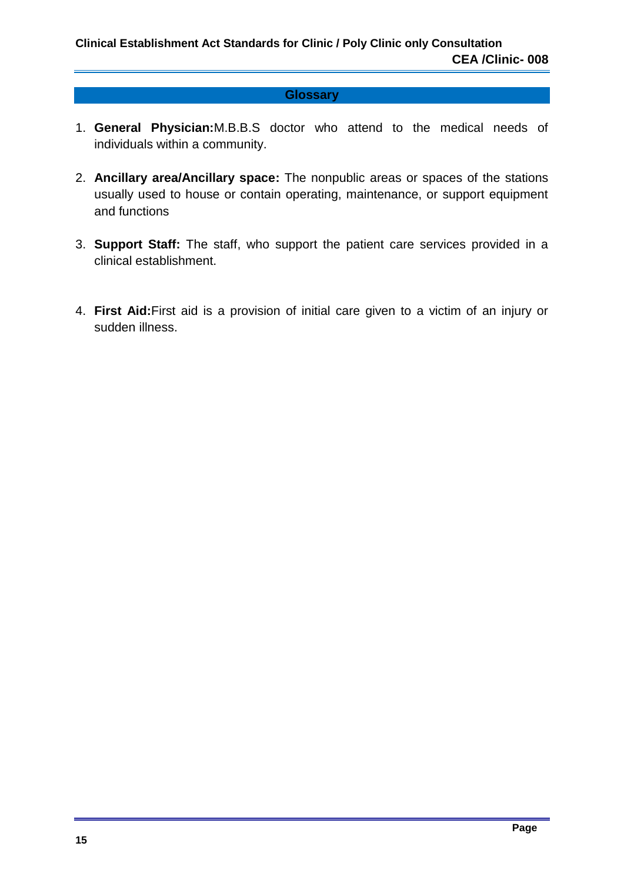## Glossary

1. **General Physician:**M.B.B.S doctor who attend to the medical needs of individuals within a community.

2. **Ancillary area/Ancillary space:** The nonpublic areas or spaces of the stations usually used to house or contain operating, maintenance, or support equipment and functions

3. **Support Staff:** The staff, who support the patient care services provided in a clinical establishment.

4. **First Aid:**First aid is a provision of initial care given to a victim of an injury or sudden illness.